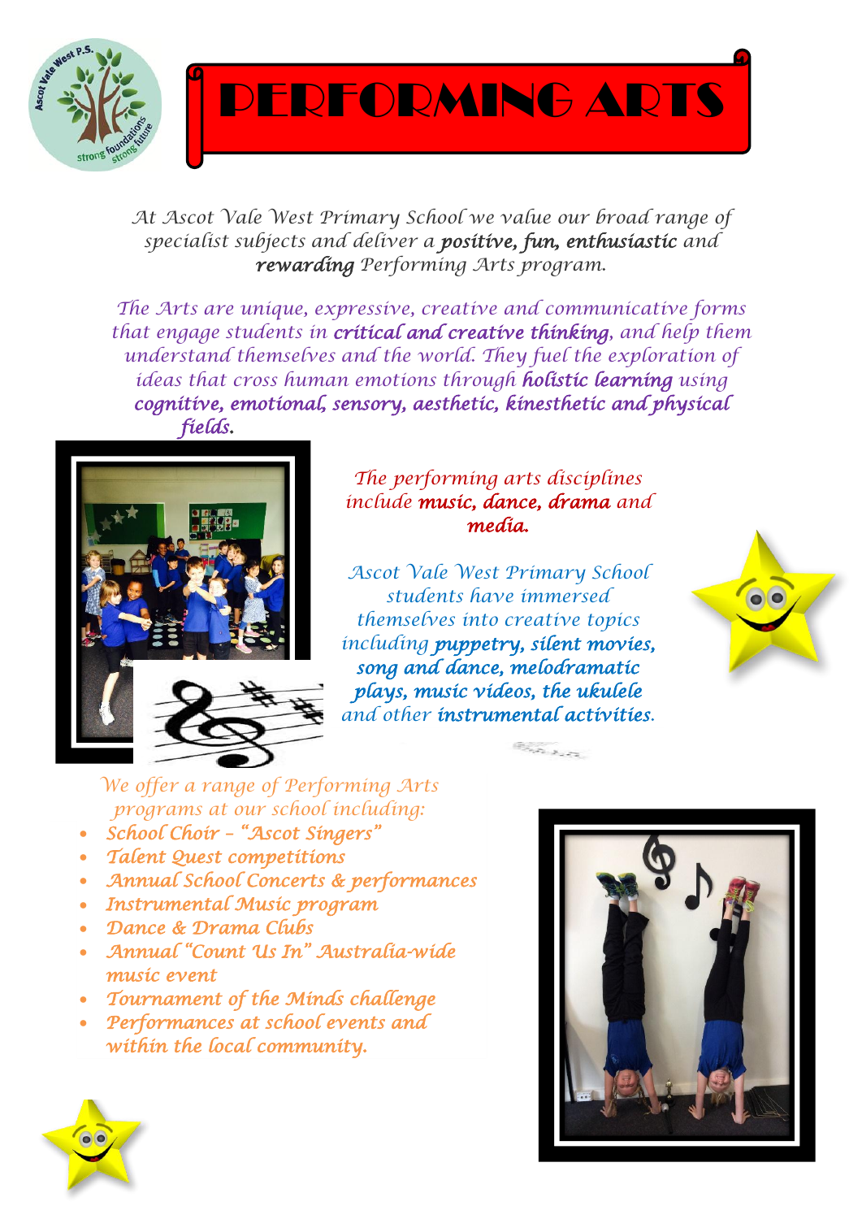# PERFORMING ARTS

*At Ascot Vale West Primary School we value our broad range of specialist subjects and deliver a **positive, fun, enthusiastic** and **rewarding** Performing Arts program.*

*The Arts are unique, expressive, creative and communicative forms that engage students in **critical and creative thinking**, and help them understand themselves and the world. They fuel the exploration of ideas that cross human emotions through **holistic learning** using **cognitive, emotional, sensory, aesthetic, kinesthetic and physical fields.***

*The performing arts disciplines include **music, dance, drama** and **media.***

*Ascot Vale West Primary School students have immersed themselves into creative topics including **puppetry, silent movies, song and dance, melodramatic plays, music videos, the ukulele** and other **instrumental activities**.*

*We offer a range of Performing Arts programs at our school including:*

- *School Choir – "Ascot Singers"*
- *Talent Quest competitions*
- *Annual School Concerts & performances*
- *Instrumental Music program*
- *Dance & Drama Clubs*
- *Annual "Count Us In" Australia-wide music event*
- *Tournament of the Minds challenge*
- *Performances at school events and within the local community.*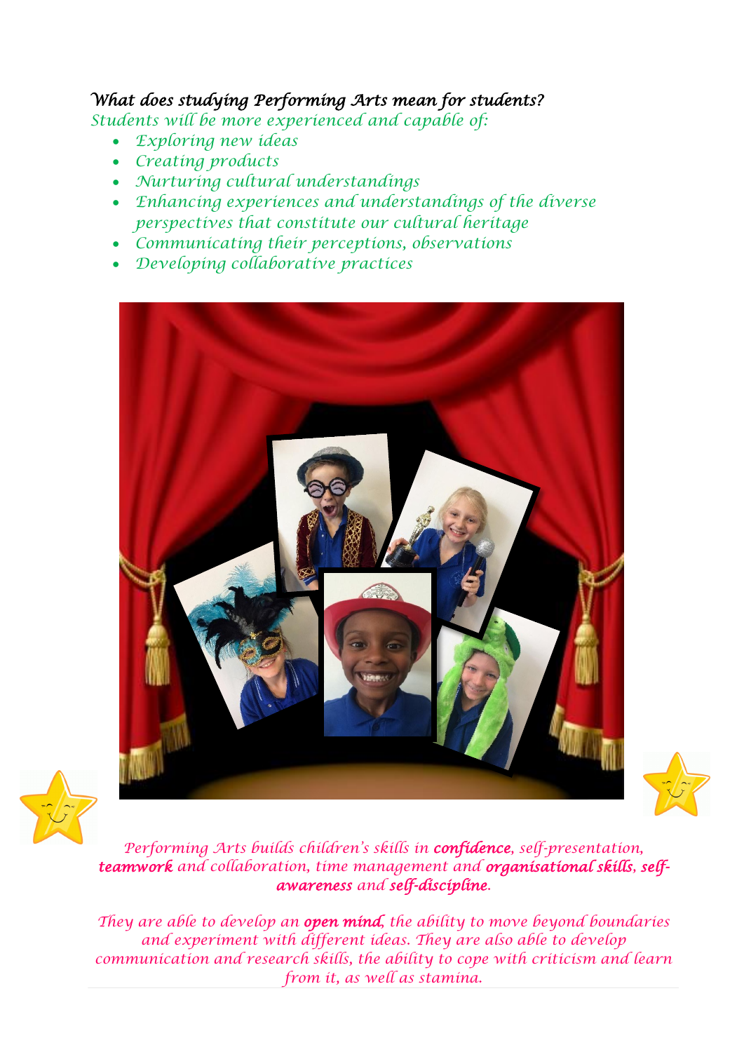*What does studying Performing Arts mean for students?*

*Students will be more experienced and capable of:*

- *Exploring new ideas*
- *Creating products*
- *Nurturing cultural understandings*
- *Enhancing experiences and understandings of the diverse perspectives that constitute our cultural heritage*
- *Communicating their perceptions, observations*
- *Developing collaborative practices*

*Performing Arts builds children's skills in **confidence**, self-presentation, **teamwork** and collaboration, time management and **organisational skills**, **self-awareness** and **self-discipline**.*

*They are able to develop an **open mind**, the ability to move beyond boundaries and experiment with different ideas. They are also able to develop communication and research skills, the ability to cope with criticism and learn from it, as well as stamina.*